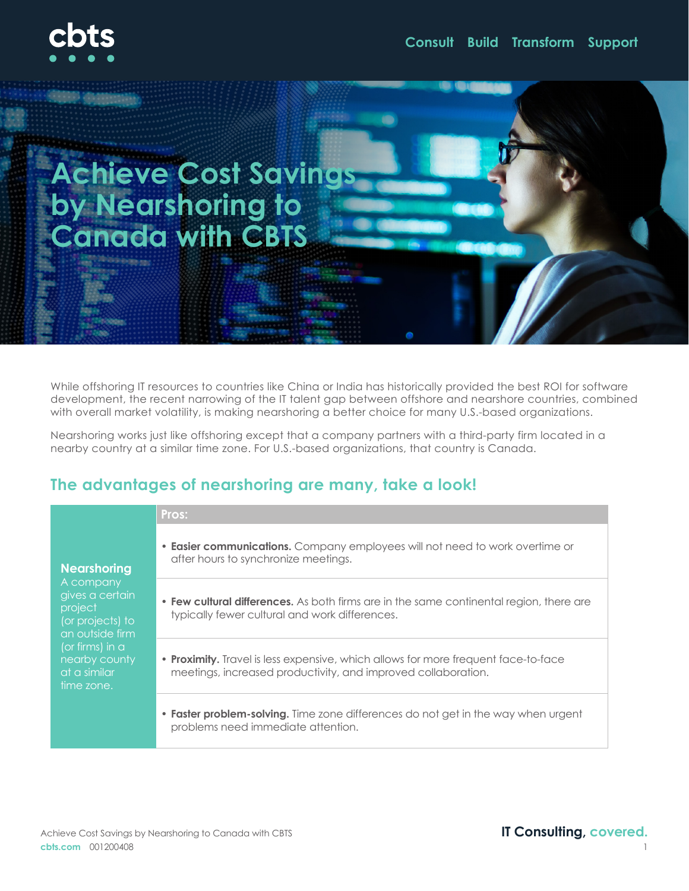# Achieve Cost Savings by Nearshoring to Canada with CBTS

While offshoring IT resources to countries like China or India has historically provided the best ROI for software development, the recent narrowing of the IT talent gap between offshore and nearshore countries, combined with overall market volatility, is making nearshoring a better choice for many U.S.-based organizations.

Nearshoring works just like offshoring except that a company partners with a third-party firm located in a nearby country at a similar time zone. For U.S.-based organizations, that country is Canada.

## The advantages of nearshoring are many, take a look!

| | Pros: |
|---|---|
| **Nearshoring** A company gives a certain project (or projects) to an outside firm (or firms) in a nearby county at a similar time zone. | • **Easier communications.** Company employees will not need to work overtime or after hours to synchronize meetings. |
| | • **Few cultural differences.** As both firms are in the same continental region, there are typically fewer cultural and work differences. |
| | • **Proximity.** Travel is less expensive, which allows for more frequent face-to-face meetings, increased productivity, and improved collaboration. |
| | • **Faster problem-solving.** Time zone differences do not get in the way when urgent problems need immediate attention. |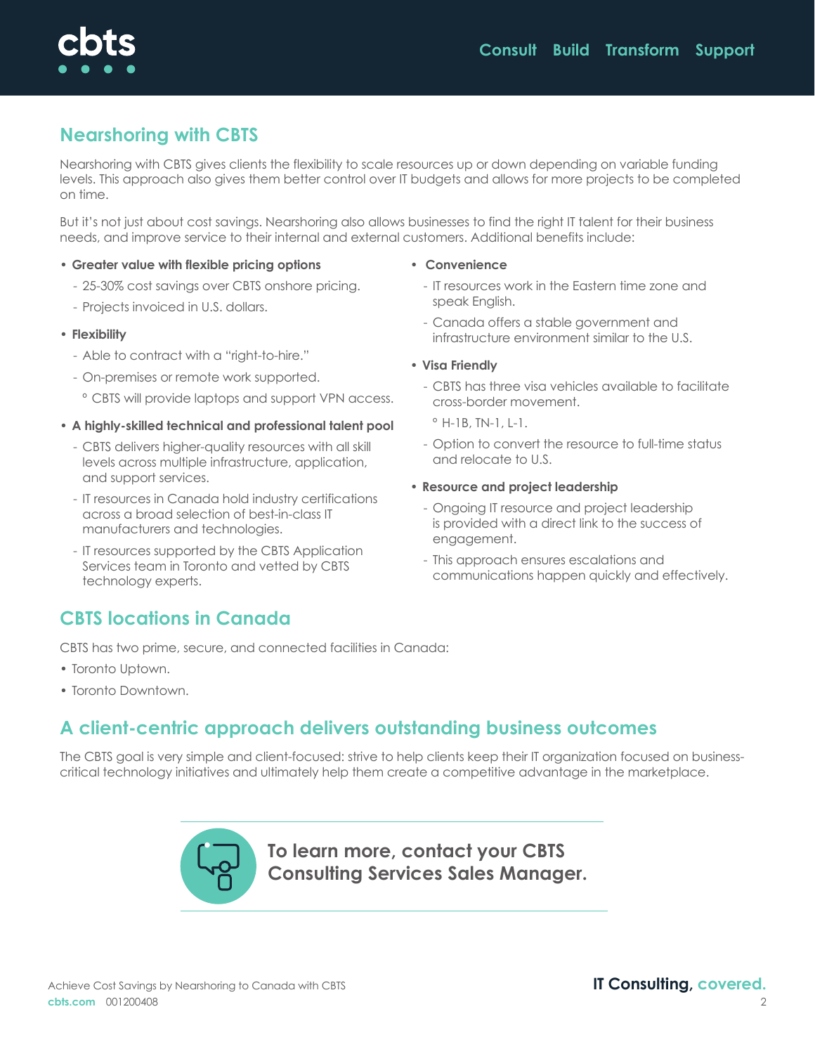## Nearshoring with CBTS

Nearshoring with CBTS gives clients the flexibility to scale resources up or down depending on variable funding levels. This approach also gives them better control over IT budgets and allows for more projects to be completed on time.

But it's not just about cost savings. Nearshoring also allows businesses to find the right IT talent for their business needs, and improve service to their internal and external customers. Additional benefits include:

- **Greater value with flexible pricing options**
  - 25-30% cost savings over CBTS onshore pricing.
  - Projects invoiced in U.S. dollars.
- **Flexibility**
  - Able to contract with a "right-to-hire."
  - On-premises or remote work supported.
    - CBTS will provide laptops and support VPN access.
- **A highly-skilled technical and professional talent pool**
  - CBTS delivers higher-quality resources with all skill levels across multiple infrastructure, application, and support services.
  - IT resources in Canada hold industry certifications across a broad selection of best-in-class IT manufacturers and technologies.
  - IT resources supported by the CBTS Application Services team in Toronto and vetted by CBTS technology experts.
- **Convenience**
  - IT resources work in the Eastern time zone and speak English.
  - Canada offers a stable government and infrastructure environment similar to the U.S.
- **Visa Friendly**
  - CBTS has three visa vehicles available to facilitate cross-border movement.
    - H-1B, TN-1, L-1.
  - Option to convert the resource to full-time status and relocate to U.S.
- **Resource and project leadership**
  - Ongoing IT resource and project leadership is provided with a direct link to the success of engagement.
  - This approach ensures escalations and communications happen quickly and effectively.

## CBTS locations in Canada

CBTS has two prime, secure, and connected facilities in Canada:

- Toronto Uptown.
- Toronto Downtown.

## A client-centric approach delivers outstanding business outcomes

The CBTS goal is very simple and client-focused: strive to help clients keep their IT organization focused on business-critical technology initiatives and ultimately help them create a competitive advantage in the marketplace.

**To learn more, contact your CBTS Consulting Services Sales Manager.**